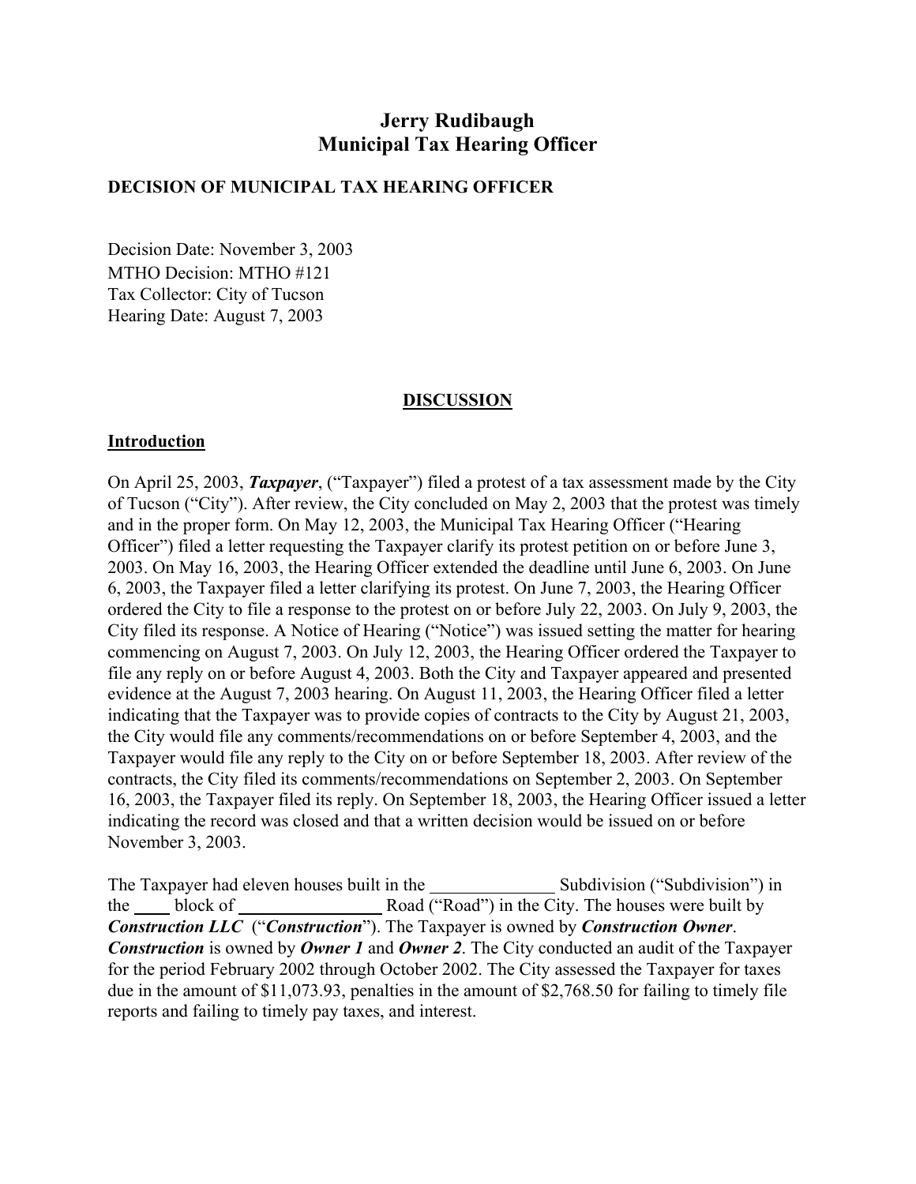# Jerry Rudibaugh
# Municipal Tax Hearing Officer

**DECISION OF MUNICIPAL TAX HEARING OFFICER**

Decision Date: November 3, 2003
MTHO Decision: MTHO #121
Tax Collector: City of Tucson
Hearing Date: August 7, 2003

## DISCUSSION

### Introduction

On April 25, 2003, ***Taxpayer***, ("Taxpayer") filed a protest of a tax assessment made by the City of Tucson ("City"). After review, the City concluded on May 2, 2003 that the protest was timely and in the proper form. On May 12, 2003, the Municipal Tax Hearing Officer ("Hearing Officer") filed a letter requesting the Taxpayer clarify its protest petition on or before June 3, 2003. On May 16, 2003, the Hearing Officer extended the deadline until June 6, 2003. On June 6, 2003, the Taxpayer filed a letter clarifying its protest. On June 7, 2003, the Hearing Officer ordered the City to file a response to the protest on or before July 22, 2003. On July 9, 2003, the City filed its response. A Notice of Hearing ("Notice") was issued setting the matter for hearing commencing on August 7, 2003. On July 12, 2003, the Hearing Officer ordered the Taxpayer to file any reply on or before August 4, 2003. Both the City and Taxpayer appeared and presented evidence at the August 7, 2003 hearing. On August 11, 2003, the Hearing Officer filed a letter indicating that the Taxpayer was to provide copies of contracts to the City by August 21, 2003, the City would file any comments/recommendations on or before September 4, 2003, and the Taxpayer would file any reply to the City on or before September 18, 2003. After review of the contracts, the City filed its comments/recommendations on September 2, 2003. On September 16, 2003, the Taxpayer filed its reply. On September 18, 2003, the Hearing Officer issued a letter indicating the record was closed and that a written decision would be issued on or before November 3, 2003.

The Taxpayer had eleven houses built in the ______________ Subdivision ("Subdivision") in the ____ block of ________________ Road ("Road") in the City. The houses were built by ***Construction LLC*** ("***Construction***"). The Taxpayer is owned by ***Construction Owner***. ***Construction*** is owned by ***Owner 1*** and ***Owner 2***. The City conducted an audit of the Taxpayer for the period February 2002 through October 2002. The City assessed the Taxpayer for taxes due in the amount of $11,073.93, penalties in the amount of $2,768.50 for failing to timely file reports and failing to timely pay taxes, and interest.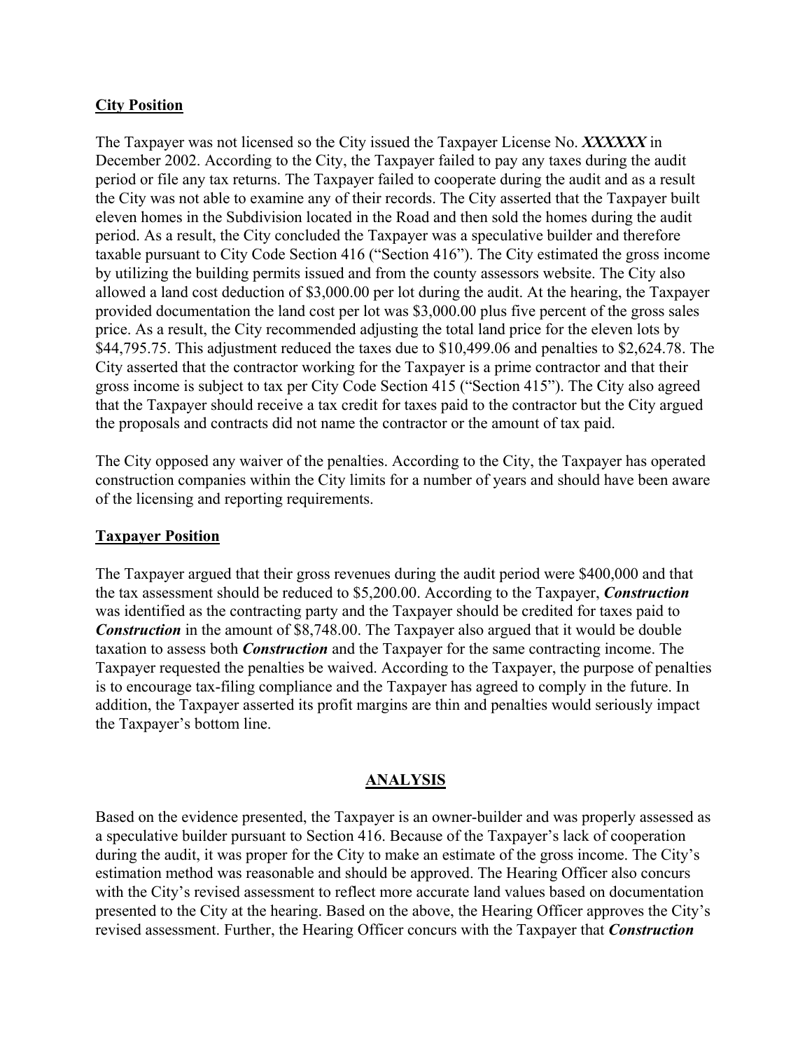**City Position**

The Taxpayer was not licensed so the City issued the Taxpayer License No. ***XXXXXX*** in December 2002. According to the City, the Taxpayer failed to pay any taxes during the audit period or file any tax returns. The Taxpayer failed to cooperate during the audit and as a result the City was not able to examine any of their records. The City asserted that the Taxpayer built eleven homes in the Subdivision located in the Road and then sold the homes during the audit period. As a result, the City concluded the Taxpayer was a speculative builder and therefore taxable pursuant to City Code Section 416 ("Section 416"). The City estimated the gross income by utilizing the building permits issued and from the county assessors website. The City also allowed a land cost deduction of $3,000.00 per lot during the audit. At the hearing, the Taxpayer provided documentation the land cost per lot was $3,000.00 plus five percent of the gross sales price. As a result, the City recommended adjusting the total land price for the eleven lots by $44,795.75. This adjustment reduced the taxes due to $10,499.06 and penalties to $2,624.78. The City asserted that the contractor working for the Taxpayer is a prime contractor and that their gross income is subject to tax per City Code Section 415 ("Section 415"). The City also agreed that the Taxpayer should receive a tax credit for taxes paid to the contractor but the City argued the proposals and contracts did not name the contractor or the amount of tax paid.

The City opposed any waiver of the penalties. According to the City, the Taxpayer has operated construction companies within the City limits for a number of years and should have been aware of the licensing and reporting requirements.

**Taxpayer Position**

The Taxpayer argued that their gross revenues during the audit period were $400,000 and that the tax assessment should be reduced to $5,200.00. According to the Taxpayer, ***Construction*** was identified as the contracting party and the Taxpayer should be credited for taxes paid to ***Construction*** in the amount of $8,748.00. The Taxpayer also argued that it would be double taxation to assess both ***Construction*** and the Taxpayer for the same contracting income. The Taxpayer requested the penalties be waived. According to the Taxpayer, the purpose of penalties is to encourage tax-filing compliance and the Taxpayer has agreed to comply in the future. In addition, the Taxpayer asserted its profit margins are thin and penalties would seriously impact the Taxpayer's bottom line.

## ANALYSIS

Based on the evidence presented, the Taxpayer is an owner-builder and was properly assessed as a speculative builder pursuant to Section 416. Because of the Taxpayer's lack of cooperation during the audit, it was proper for the City to make an estimate of the gross income. The City's estimation method was reasonable and should be approved. The Hearing Officer also concurs with the City's revised assessment to reflect more accurate land values based on documentation presented to the City at the hearing. Based on the above, the Hearing Officer approves the City's revised assessment. Further, the Hearing Officer concurs with the Taxpayer that ***Construction***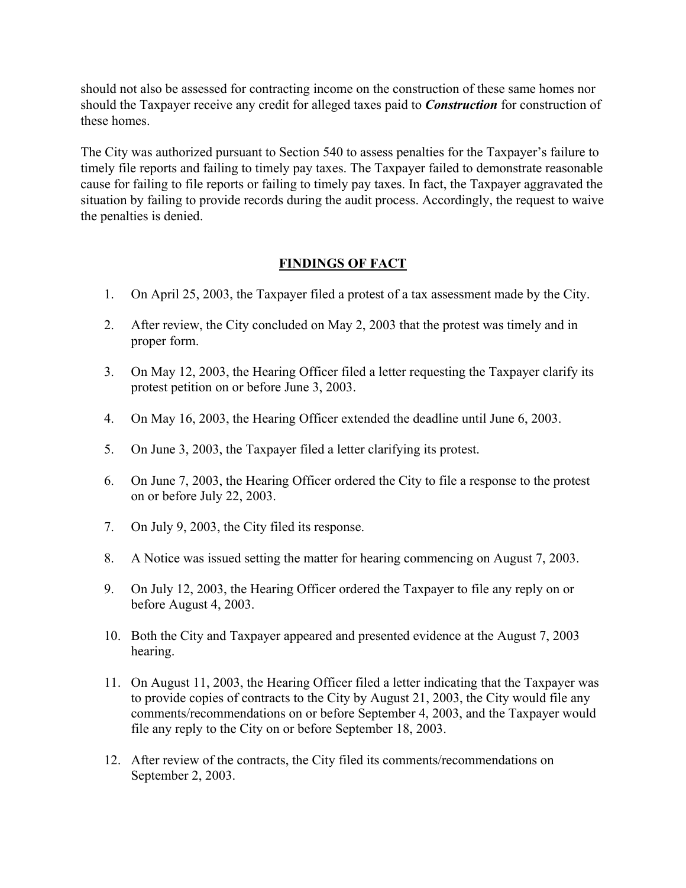should not also be assessed for contracting income on the construction of these same homes nor should the Taxpayer receive any credit for alleged taxes paid to ***Construction*** for construction of these homes.

The City was authorized pursuant to Section 540 to assess penalties for the Taxpayer's failure to timely file reports and failing to timely pay taxes. The Taxpayer failed to demonstrate reasonable cause for failing to file reports or failing to timely pay taxes. In fact, the Taxpayer aggravated the situation by failing to provide records during the audit process. Accordingly, the request to waive the penalties is denied.

## FINDINGS OF FACT

1. On April 25, 2003, the Taxpayer filed a protest of a tax assessment made by the City.
2. After review, the City concluded on May 2, 2003 that the protest was timely and in proper form.
3. On May 12, 2003, the Hearing Officer filed a letter requesting the Taxpayer clarify its protest petition on or before June 3, 2003.
4. On May 16, 2003, the Hearing Officer extended the deadline until June 6, 2003.
5. On June 3, 2003, the Taxpayer filed a letter clarifying its protest.
6. On June 7, 2003, the Hearing Officer ordered the City to file a response to the protest on or before July 22, 2003.
7. On July 9, 2003, the City filed its response.
8. A Notice was issued setting the matter for hearing commencing on August 7, 2003.
9. On July 12, 2003, the Hearing Officer ordered the Taxpayer to file any reply on or before August 4, 2003.
10. Both the City and Taxpayer appeared and presented evidence at the August 7, 2003 hearing.
11. On August 11, 2003, the Hearing Officer filed a letter indicating that the Taxpayer was to provide copies of contracts to the City by August 21, 2003, the City would file any comments/recommendations on or before September 4, 2003, and the Taxpayer would file any reply to the City on or before September 18, 2003.
12. After review of the contracts, the City filed its comments/recommendations on September 2, 2003.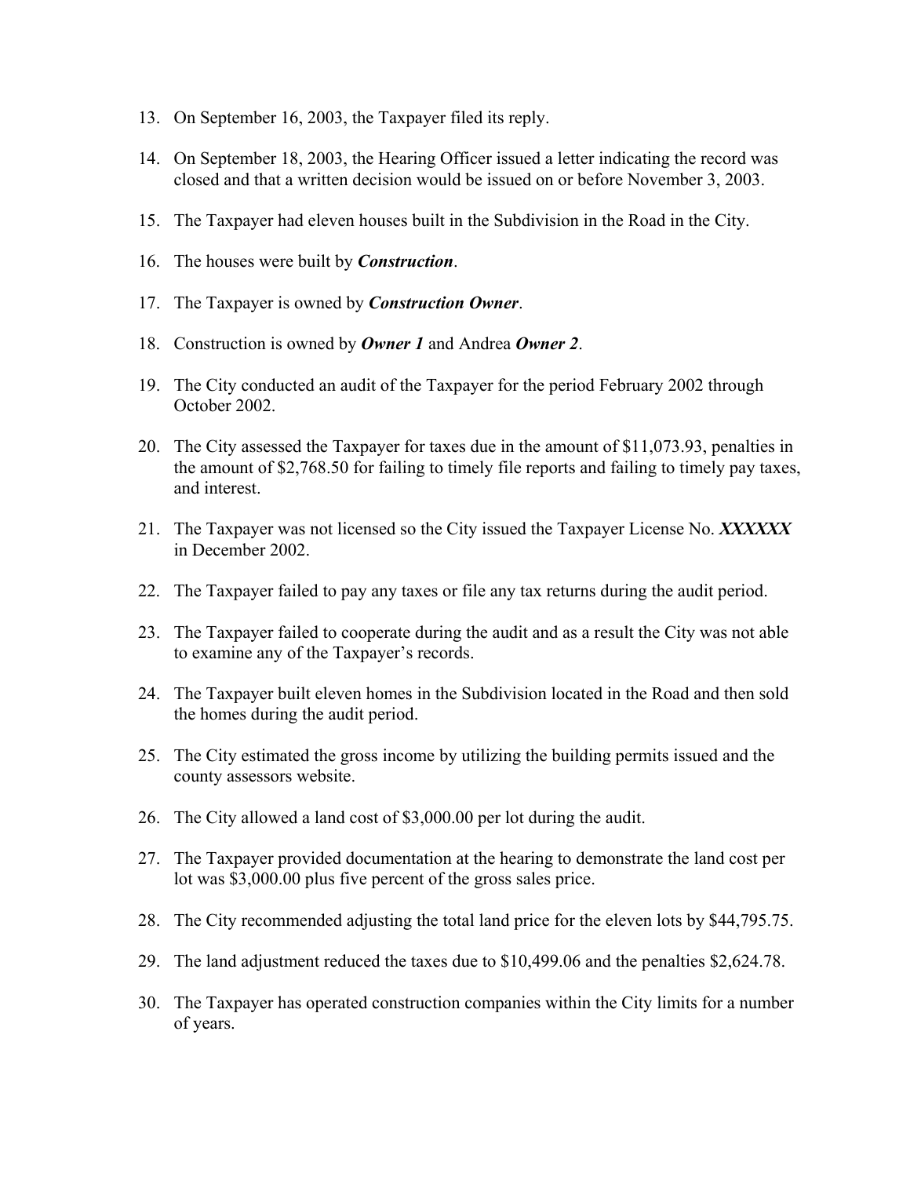13. On September 16, 2003, the Taxpayer filed its reply.

14. On September 18, 2003, the Hearing Officer issued a letter indicating the record was closed and that a written decision would be issued on or before November 3, 2003.

15. The Taxpayer had eleven houses built in the Subdivision in the Road in the City.

16. The houses were built by ***Construction***.

17. The Taxpayer is owned by ***Construction Owner***.

18. Construction is owned by ***Owner 1*** and Andrea ***Owner 2***.

19. The City conducted an audit of the Taxpayer for the period February 2002 through October 2002.

20. The City assessed the Taxpayer for taxes due in the amount of $11,073.93, penalties in the amount of $2,768.50 for failing to timely file reports and failing to timely pay taxes, and interest.

21. The Taxpayer was not licensed so the City issued the Taxpayer License No. ***XXXXXX*** in December 2002.

22. The Taxpayer failed to pay any taxes or file any tax returns during the audit period.

23. The Taxpayer failed to cooperate during the audit and as a result the City was not able to examine any of the Taxpayer's records.

24. The Taxpayer built eleven homes in the Subdivision located in the Road and then sold the homes during the audit period.

25. The City estimated the gross income by utilizing the building permits issued and the county assessors website.

26. The City allowed a land cost of $3,000.00 per lot during the audit.

27. The Taxpayer provided documentation at the hearing to demonstrate the land cost per lot was $3,000.00 plus five percent of the gross sales price.

28. The City recommended adjusting the total land price for the eleven lots by $44,795.75.

29. The land adjustment reduced the taxes due to $10,499.06 and the penalties $2,624.78.

30. The Taxpayer has operated construction companies within the City limits for a number of years.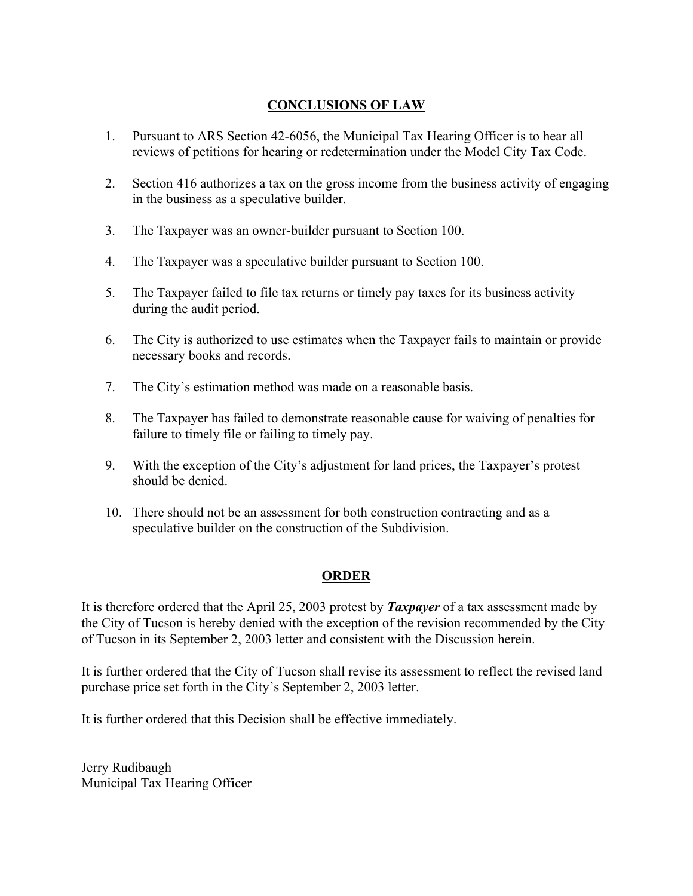## CONCLUSIONS OF LAW

1. Pursuant to ARS Section 42-6056, the Municipal Tax Hearing Officer is to hear all reviews of petitions for hearing or redetermination under the Model City Tax Code.

2. Section 416 authorizes a tax on the gross income from the business activity of engaging in the business as a speculative builder.

3. The Taxpayer was an owner-builder pursuant to Section 100.

4. The Taxpayer was a speculative builder pursuant to Section 100.

5. The Taxpayer failed to file tax returns or timely pay taxes for its business activity during the audit period.

6. The City is authorized to use estimates when the Taxpayer fails to maintain or provide necessary books and records.

7. The City's estimation method was made on a reasonable basis.

8. The Taxpayer has failed to demonstrate reasonable cause for waiving of penalties for failure to timely file or failing to timely pay.

9. With the exception of the City's adjustment for land prices, the Taxpayer's protest should be denied.

10. There should not be an assessment for both construction contracting and as a speculative builder on the construction of the Subdivision.

## ORDER

It is therefore ordered that the April 25, 2003 protest by ***Taxpayer*** of a tax assessment made by the City of Tucson is hereby denied with the exception of the revision recommended by the City of Tucson in its September 2, 2003 letter and consistent with the Discussion herein.

It is further ordered that the City of Tucson shall revise its assessment to reflect the revised land purchase price set forth in the City's September 2, 2003 letter.

It is further ordered that this Decision shall be effective immediately.

Jerry Rudibaugh
Municipal Tax Hearing Officer